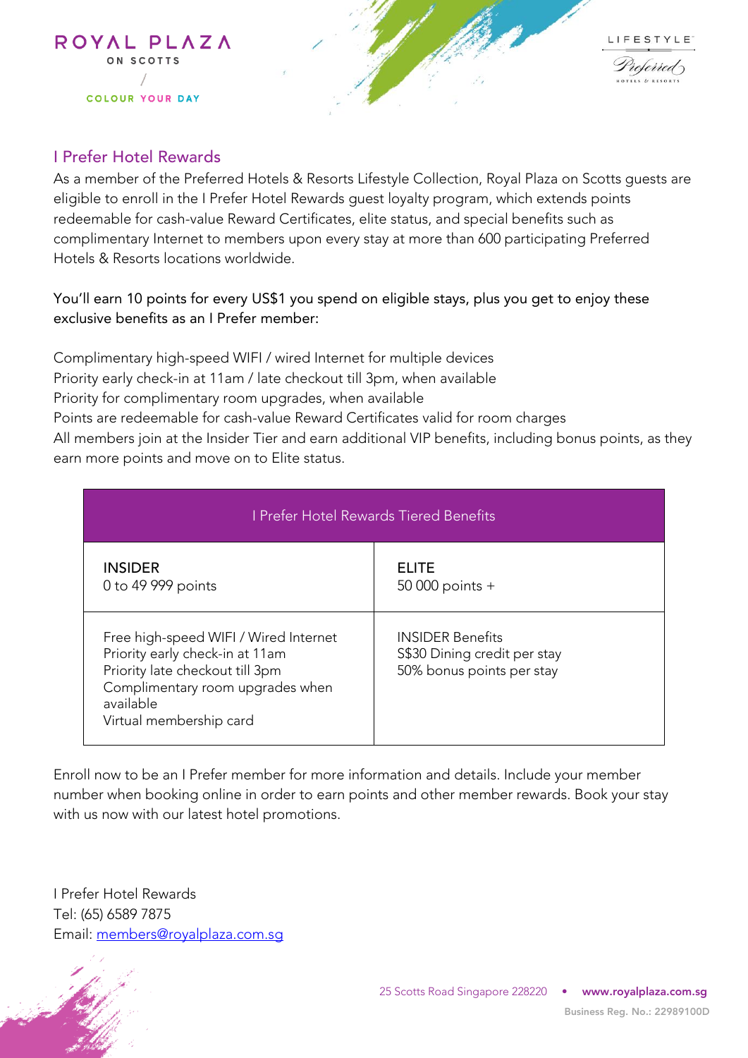ROYAL PLAZA
ON SCOTTS

COLOUR YOUR DAY

LIFESTYLE
Preferred
HOTELS & RESORTS

## I Prefer Hotel Rewards

As a member of the Preferred Hotels & Resorts Lifestyle Collection, Royal Plaza on Scotts guests are eligible to enroll in the I Prefer Hotel Rewards guest loyalty program, which extends points redeemable for cash-value Reward Certificates, elite status, and special benefits such as complimentary Internet to members upon every stay at more than 600 participating Preferred Hotels & Resorts locations worldwide.

You'll earn 10 points for every US$1 you spend on eligible stays, plus you get to enjoy these exclusive benefits as an I Prefer member:

Complimentary high-speed WIFI / wired Internet for multiple devices
Priority early check-in at 11am / late checkout till 3pm, when available
Priority for complimentary room upgrades, when available
Points are redeemable for cash-value Reward Certificates valid for room charges
All members join at the Insider Tier and earn additional VIP benefits, including bonus points, as they earn more points and move on to Elite status.

| I Prefer Hotel Rewards Tiered Benefits | |
|---|---|
| INSIDER<br>0 to 49 999 points | ELITE<br>50 000 points + |
| Free high-speed WIFI / Wired Internet<br>Priority early check-in at 11am<br>Priority late checkout till 3pm<br>Complimentary room upgrades when available<br>Virtual membership card | INSIDER Benefits<br>S$30 Dining credit per stay<br>50% bonus points per stay |

Enroll now to be an I Prefer member for more information and details. Include your member number when booking online in order to earn points and other member rewards. Book your stay with us now with our latest hotel promotions.

I Prefer Hotel Rewards
Tel: (65) 6589 7875
Email: members@royalplaza.com.sg

25 Scotts Road Singapore 228220 • www.royalplaza.com.sg
Business Reg. No.: 22989100D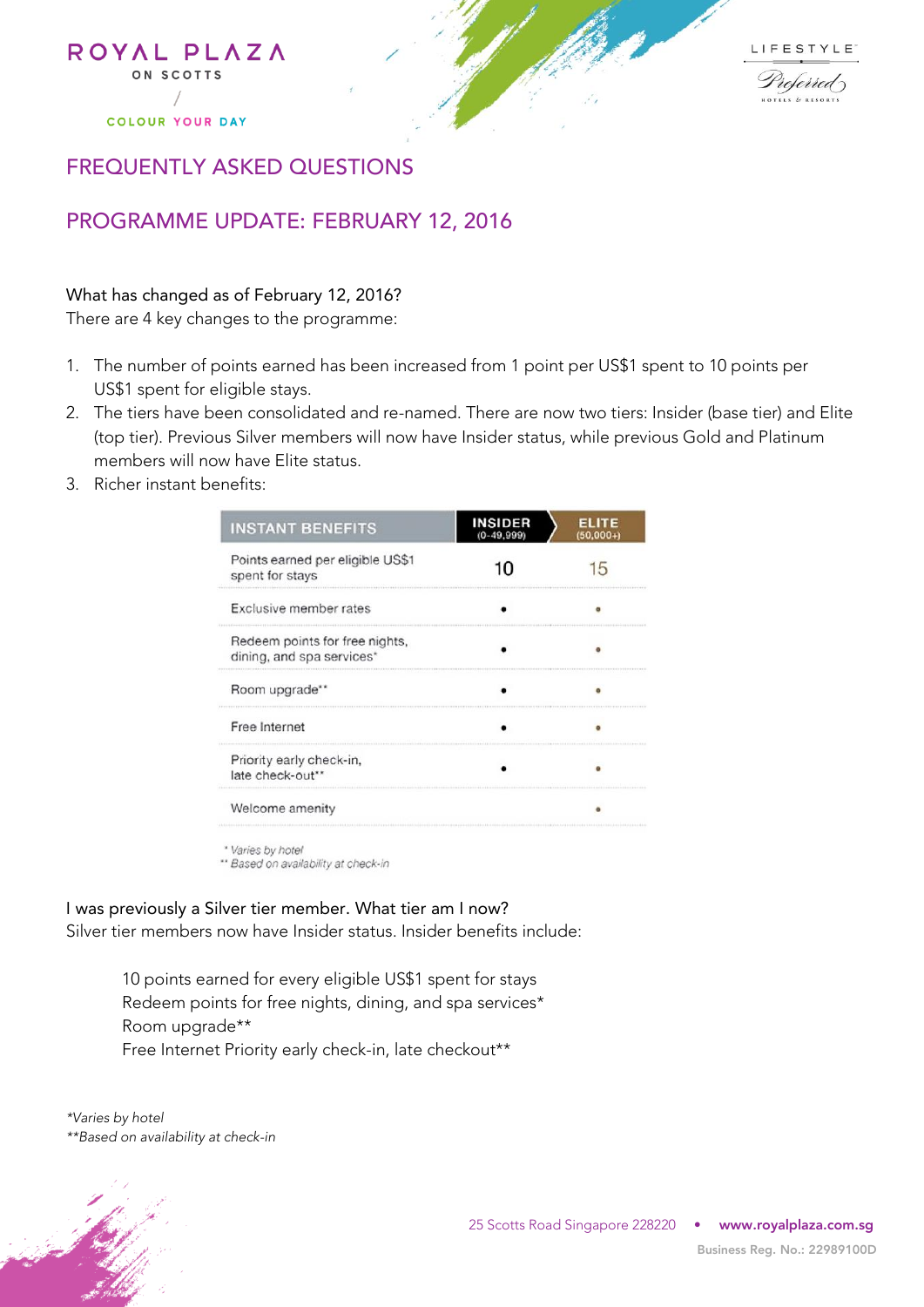ROYAL PLAZA ON SCOTTS

COLOUR YOUR DAY

LIFESTYLE Preferred HOTELS & RESORTS

## FREQUENTLY ASKED QUESTIONS

## PROGRAMME UPDATE: FEBRUARY 12, 2016

What has changed as of February 12, 2016?
There are 4 key changes to the programme:

1. The number of points earned has been increased from 1 point per US$1 spent to 10 points per US$1 spent for eligible stays.
2. The tiers have been consolidated and re-named. There are now two tiers: Insider (base tier) and Elite (top tier). Previous Silver members will now have Insider status, while previous Gold and Platinum members will now have Elite status.
3. Richer instant benefits:

| INSTANT BENEFITS | INSIDER (0-49,999) | ELITE (50,000+) |
|---|---|---|
| Points earned per eligible US$1 spent for stays | 10 | 15 |
| Exclusive member rates | • | • |
| Redeem points for free nights, dining, and spa services* | • | • |
| Room upgrade** | • | • |
| Free Internet | • | • |
| Priority early check-in, late check-out** | • | • |
| Welcome amenity | | • |

\* Varies by hotel
\*\* Based on availability at check-in

I was previously a Silver tier member. What tier am I now?
Silver tier members now have Insider status. Insider benefits include:

10 points earned for every eligible US$1 spent for stays
Redeem points for free nights, dining, and spa services*
Room upgrade**
Free Internet Priority early check-in, late checkout**

*\*Varies by hotel*
*\*\*Based on availability at check-in*

25 Scotts Road Singapore 228220 • www.royalplaza.com.sg
Business Reg. No.: 22989100D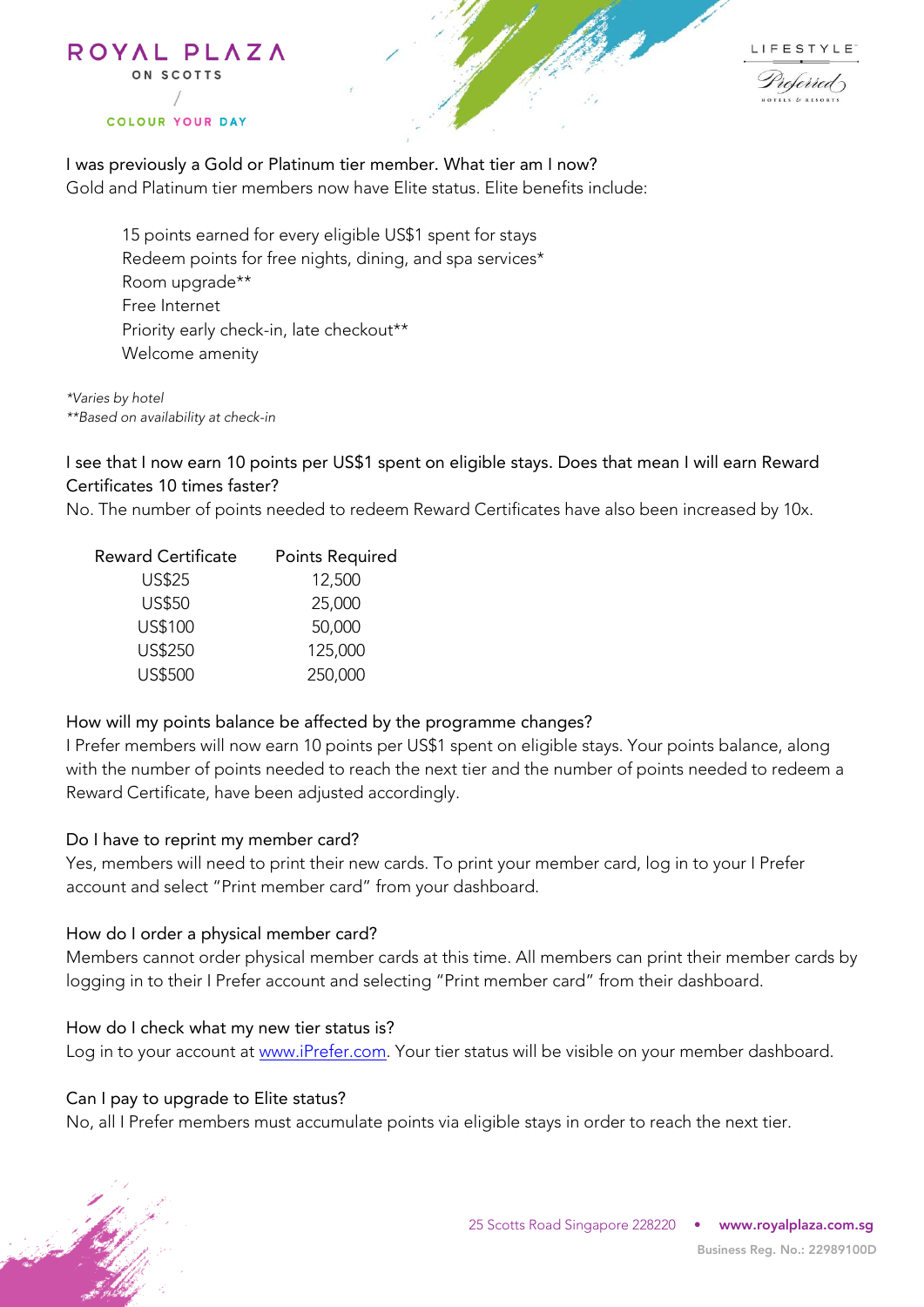I was previously a Gold or Platinum tier member. What tier am I now?
Gold and Platinum tier members now have Elite status. Elite benefits include:

- 15 points earned for every eligible US$1 spent for stays
- Redeem points for free nights, dining, and spa services*
- Room upgrade**
- Free Internet
- Priority early check-in, late checkout**
- Welcome amenity

*Varies by hotel*
***Based on availability at check-in*

I see that I now earn 10 points per US$1 spent on eligible stays. Does that mean I will earn Reward Certificates 10 times faster?
No. The number of points needed to redeem Reward Certificates have also been increased by 10x.

| Reward Certificate | Points Required |
|---|---|
| US$25 | 12,500 |
| US$50 | 25,000 |
| US$100 | 50,000 |
| US$250 | 125,000 |
| US$500 | 250,000 |

How will my points balance be affected by the programme changes?
I Prefer members will now earn 10 points per US$1 spent on eligible stays. Your points balance, along with the number of points needed to reach the next tier and the number of points needed to redeem a Reward Certificate, have been adjusted accordingly.

Do I have to reprint my member card?
Yes, members will need to print their new cards. To print your member card, log in to your I Prefer account and select "Print member card" from your dashboard.

How do I order a physical member card?
Members cannot order physical member cards at this time. All members can print their member cards by logging in to their I Prefer account and selecting "Print member card" from their dashboard.

How do I check what my new tier status is?
Log in to your account at [www.iPrefer.com](http://www.iPrefer.com). Your tier status will be visible on your member dashboard.

Can I pay to upgrade to Elite status?
No, all I Prefer members must accumulate points via eligible stays in order to reach the next tier.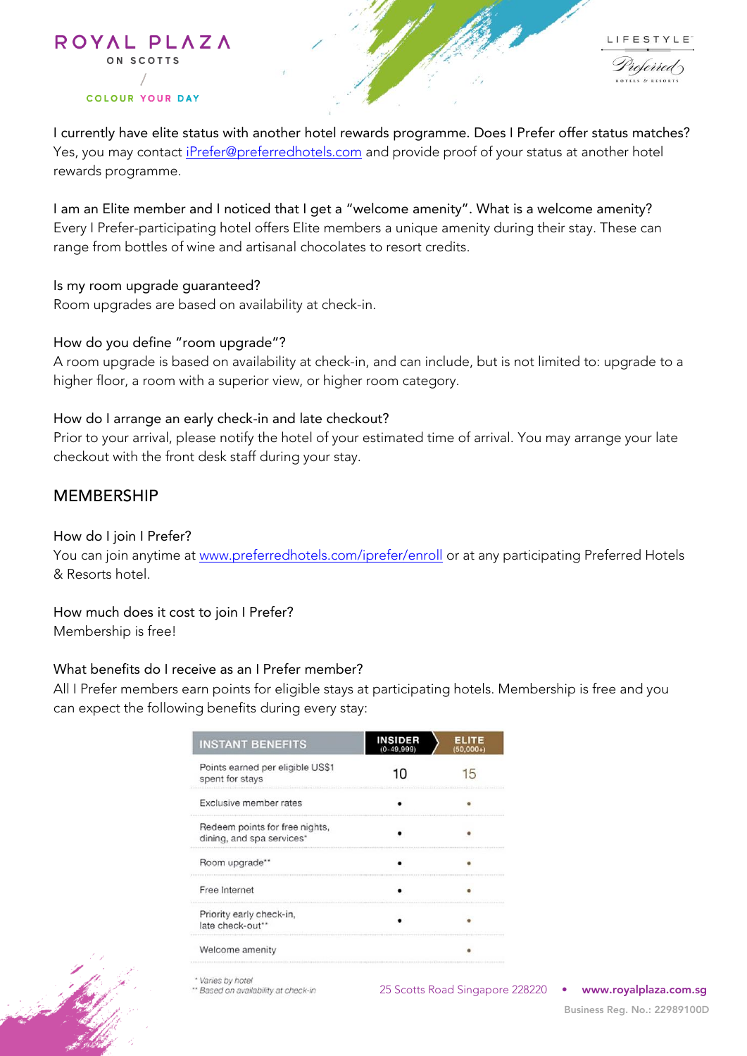I currently have elite status with another hotel rewards programme. Does I Prefer offer status matches?
Yes, you may contact [iPrefer@preferredhotels.com](mailto:iPrefer@preferredhotels.com) and provide proof of your status at another hotel rewards programme.

I am an Elite member and I noticed that I get a "welcome amenity". What is a welcome amenity?
Every I Prefer-participating hotel offers Elite members a unique amenity during their stay. These can range from bottles of wine and artisanal chocolates to resort credits.

Is my room upgrade guaranteed?
Room upgrades are based on availability at check-in.

How do you define "room upgrade"?
A room upgrade is based on availability at check-in, and can include, but is not limited to: upgrade to a higher floor, a room with a superior view, or higher room category.

How do I arrange an early check-in and late checkout?
Prior to your arrival, please notify the hotel of your estimated time of arrival. You may arrange your late checkout with the front desk staff during your stay.

## MEMBERSHIP

How do I join I Prefer?
You can join anytime at [www.preferredhotels.com/iprefer/enroll](http://www.preferredhotels.com/iprefer/enroll) or at any participating Preferred Hotels & Resorts hotel.

How much does it cost to join I Prefer?
Membership is free!

What benefits do I receive as an I Prefer member?
All I Prefer members earn points for eligible stays at participating hotels. Membership is free and you can expect the following benefits during every stay:

| INSTANT BENEFITS | INSIDER (0-49,999) | ELITE (50,000+) |
|---|---|---|
| Points earned per eligible US$1 spent for stays | 10 | 15 |
| Exclusive member rates | • | • |
| Redeem points for free nights, dining, and spa services* | • | • |
| Room upgrade** | • | • |
| Free Internet | • | • |
| Priority early check-in, late check-out** | • | • |
| Welcome amenity | | • |

\* Varies by hotel
\** Based on availability at check-in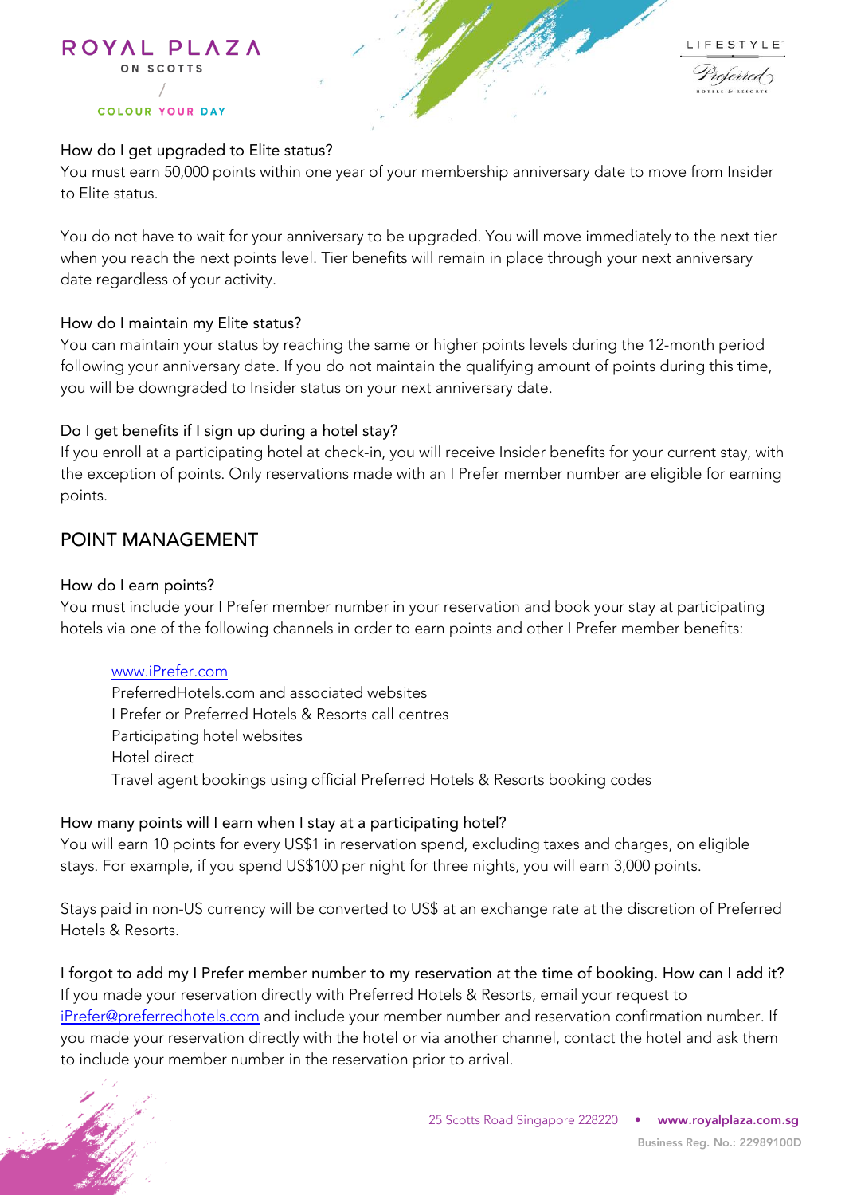### How do I get upgraded to Elite status?

You must earn 50,000 points within one year of your membership anniversary date to move from Insider to Elite status.

You do not have to wait for your anniversary to be upgraded. You will move immediately to the next tier when you reach the next points level. Tier benefits will remain in place through your next anniversary date regardless of your activity.

### How do I maintain my Elite status?

You can maintain your status by reaching the same or higher points levels during the 12-month period following your anniversary date. If you do not maintain the qualifying amount of points during this time, you will be downgraded to Insider status on your next anniversary date.

### Do I get benefits if I sign up during a hotel stay?

If you enroll at a participating hotel at check-in, you will receive Insider benefits for your current stay, with the exception of points. Only reservations made with an I Prefer member number are eligible for earning points.

## POINT MANAGEMENT

### How do I earn points?

You must include your I Prefer member number in your reservation and book your stay at participating hotels via one of the following channels in order to earn points and other I Prefer member benefits:

- www.iPrefer.com
- PreferredHotels.com and associated websites
- I Prefer or Preferred Hotels & Resorts call centres
- Participating hotel websites
- Hotel direct
- Travel agent bookings using official Preferred Hotels & Resorts booking codes

### How many points will I earn when I stay at a participating hotel?

You will earn 10 points for every US$1 in reservation spend, excluding taxes and charges, on eligible stays. For example, if you spend US$100 per night for three nights, you will earn 3,000 points.

Stays paid in non-US currency will be converted to US$ at an exchange rate at the discretion of Preferred Hotels & Resorts.

### I forgot to add my I Prefer member number to my reservation at the time of booking. How can I add it?

If you made your reservation directly with Preferred Hotels & Resorts, email your request to iPrefer@preferredhotels.com and include your member number and reservation confirmation number. If you made your reservation directly with the hotel or via another channel, contact the hotel and ask them to include your member number in the reservation prior to arrival.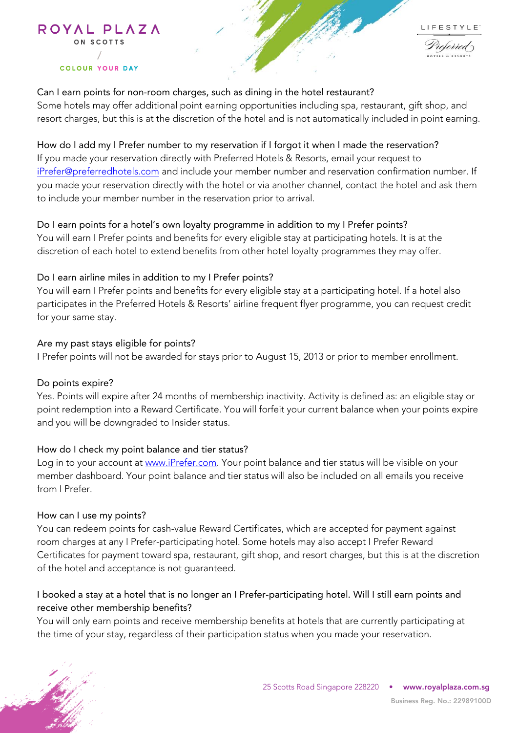Can I earn points for non-room charges, such as dining in the hotel restaurant?
Some hotels may offer additional point earning opportunities including spa, restaurant, gift shop, and resort charges, but this is at the discretion of the hotel and is not automatically included in point earning.

How do I add my I Prefer number to my reservation if I forgot it when I made the reservation?
If you made your reservation directly with Preferred Hotels & Resorts, email your request to iPrefer@preferredhotels.com and include your member number and reservation confirmation number. If you made your reservation directly with the hotel or via another channel, contact the hotel and ask them to include your member number in the reservation prior to arrival.

Do I earn points for a hotel's own loyalty programme in addition to my I Prefer points?
You will earn I Prefer points and benefits for every eligible stay at participating hotels. It is at the discretion of each hotel to extend benefits from other hotel loyalty programmes they may offer.

Do I earn airline miles in addition to my I Prefer points?
You will earn I Prefer points and benefits for every eligible stay at a participating hotel. If a hotel also participates in the Preferred Hotels & Resorts' airline frequent flyer programme, you can request credit for your same stay.

Are my past stays eligible for points?
I Prefer points will not be awarded for stays prior to August 15, 2013 or prior to member enrollment.

Do points expire?
Yes. Points will expire after 24 months of membership inactivity. Activity is defined as: an eligible stay or point redemption into a Reward Certificate. You will forfeit your current balance when your points expire and you will be downgraded to Insider status.

How do I check my point balance and tier status?
Log in to your account at www.iPrefer.com. Your point balance and tier status will be visible on your member dashboard. Your point balance and tier status will also be included on all emails you receive from I Prefer.

How can I use my points?
You can redeem points for cash-value Reward Certificates, which are accepted for payment against room charges at any I Prefer-participating hotel. Some hotels may also accept I Prefer Reward Certificates for payment toward spa, restaurant, gift shop, and resort charges, but this is at the discretion of the hotel and acceptance is not guaranteed.

I booked a stay at a hotel that is no longer an I Prefer-participating hotel. Will I still earn points and receive other membership benefits?
You will only earn points and receive membership benefits at hotels that are currently participating at the time of your stay, regardless of their participation status when you made your reservation.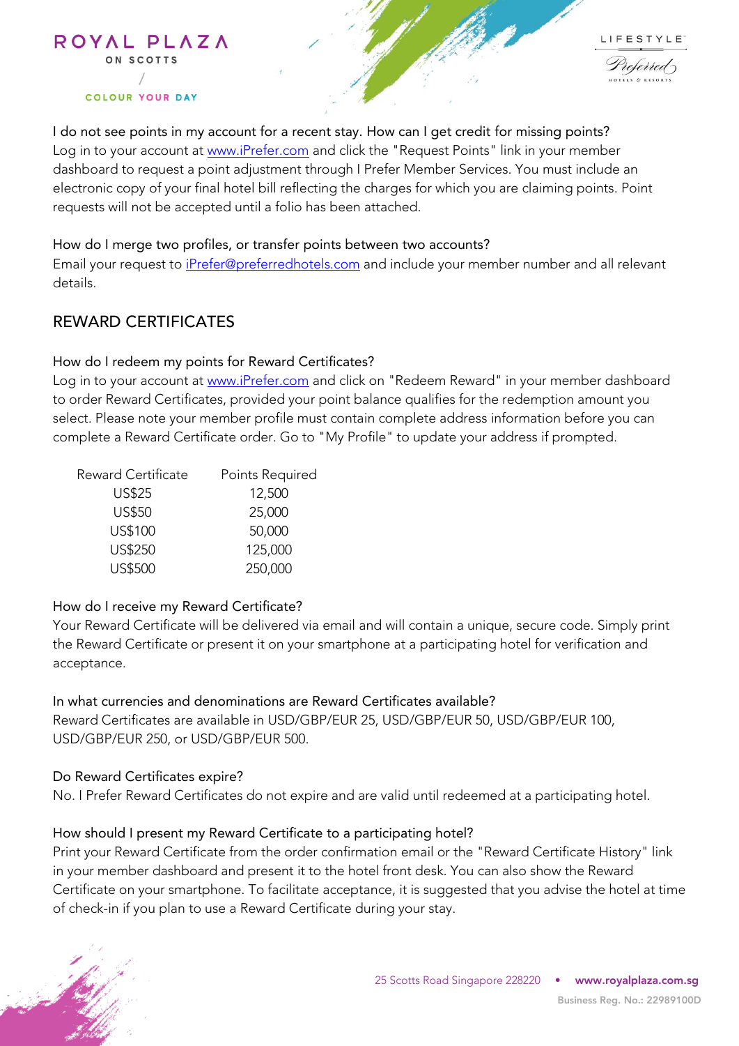I do not see points in my account for a recent stay. How can I get credit for missing points?
Log in to your account at [www.iPrefer.com](http://www.iPrefer.com) and click the "Request Points" link in your member dashboard to request a point adjustment through I Prefer Member Services. You must include an electronic copy of your final hotel bill reflecting the charges for which you are claiming points. Point requests will not be accepted until a folio has been attached.

How do I merge two profiles, or transfer points between two accounts?
Email your request to [iPrefer@preferredhotels.com](mailto:iPrefer@preferredhotels.com) and include your member number and all relevant details.

## REWARD CERTIFICATES

How do I redeem my points for Reward Certificates?
Log in to your account at [www.iPrefer.com](http://www.iPrefer.com) and click on "Redeem Reward" in your member dashboard to order Reward Certificates, provided your point balance qualifies for the redemption amount you select. Please note your member profile must contain complete address information before you can complete a Reward Certificate order. Go to "My Profile" to update your address if prompted.

| Reward Certificate | Points Required |
| --- | --- |
| US$25 | 12,500 |
| US$50 | 25,000 |
| US$100 | 50,000 |
| US$250 | 125,000 |
| US$500 | 250,000 |

How do I receive my Reward Certificate?
Your Reward Certificate will be delivered via email and will contain a unique, secure code. Simply print the Reward Certificate or present it on your smartphone at a participating hotel for verification and acceptance.

In what currencies and denominations are Reward Certificates available?
Reward Certificates are available in USD/GBP/EUR 25, USD/GBP/EUR 50, USD/GBP/EUR 100, USD/GBP/EUR 250, or USD/GBP/EUR 500.

Do Reward Certificates expire?
No. I Prefer Reward Certificates do not expire and are valid until redeemed at a participating hotel.

How should I present my Reward Certificate to a participating hotel?
Print your Reward Certificate from the order confirmation email or the "Reward Certificate History" link in your member dashboard and present it to the hotel front desk. You can also show the Reward Certificate on your smartphone. To facilitate acceptance, it is suggested that you advise the hotel at time of check-in if you plan to use a Reward Certificate during your stay.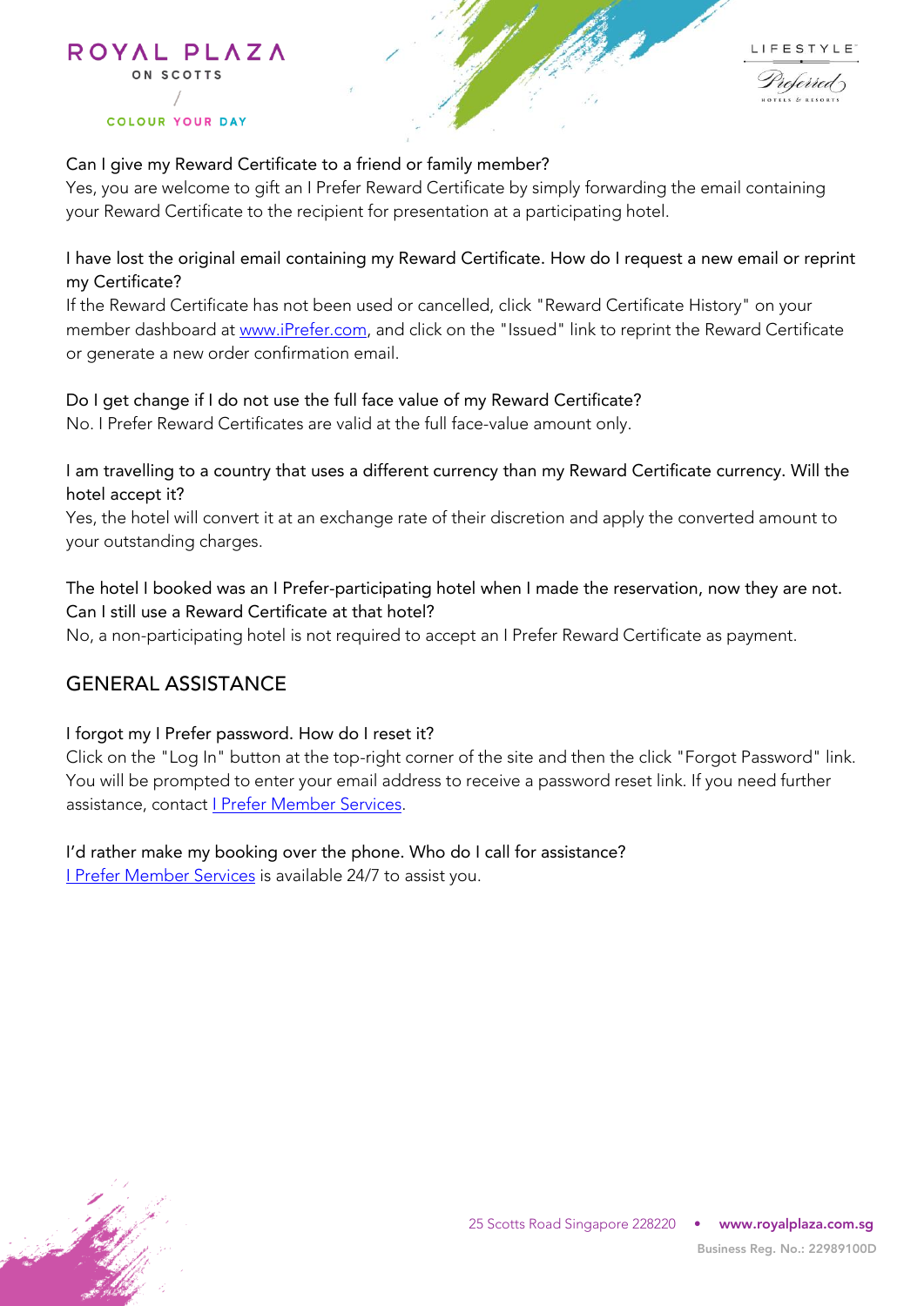Can I give my Reward Certificate to a friend or family member?
Yes, you are welcome to gift an I Prefer Reward Certificate by simply forwarding the email containing your Reward Certificate to the recipient for presentation at a participating hotel.

I have lost the original email containing my Reward Certificate. How do I request a new email or reprint my Certificate?
If the Reward Certificate has not been used or cancelled, click "Reward Certificate History" on your member dashboard at [www.iPrefer.com](http://www.iPrefer.com), and click on the "Issued" link to reprint the Reward Certificate or generate a new order confirmation email.

Do I get change if I do not use the full face value of my Reward Certificate?
No. I Prefer Reward Certificates are valid at the full face-value amount only.

I am travelling to a country that uses a different currency than my Reward Certificate currency. Will the hotel accept it?
Yes, the hotel will convert it at an exchange rate of their discretion and apply the converted amount to your outstanding charges.

The hotel I booked was an I Prefer-participating hotel when I made the reservation, now they are not. Can I still use a Reward Certificate at that hotel?
No, a non-participating hotel is not required to accept an I Prefer Reward Certificate as payment.

## GENERAL ASSISTANCE

I forgot my I Prefer password. How do I reset it?
Click on the "Log In" button at the top-right corner of the site and then the click "Forgot Password" link. You will be prompted to enter your email address to receive a password reset link. If you need further assistance, contact I Prefer Member Services.

I'd rather make my booking over the phone. Who do I call for assistance?
I Prefer Member Services is available 24/7 to assist you.